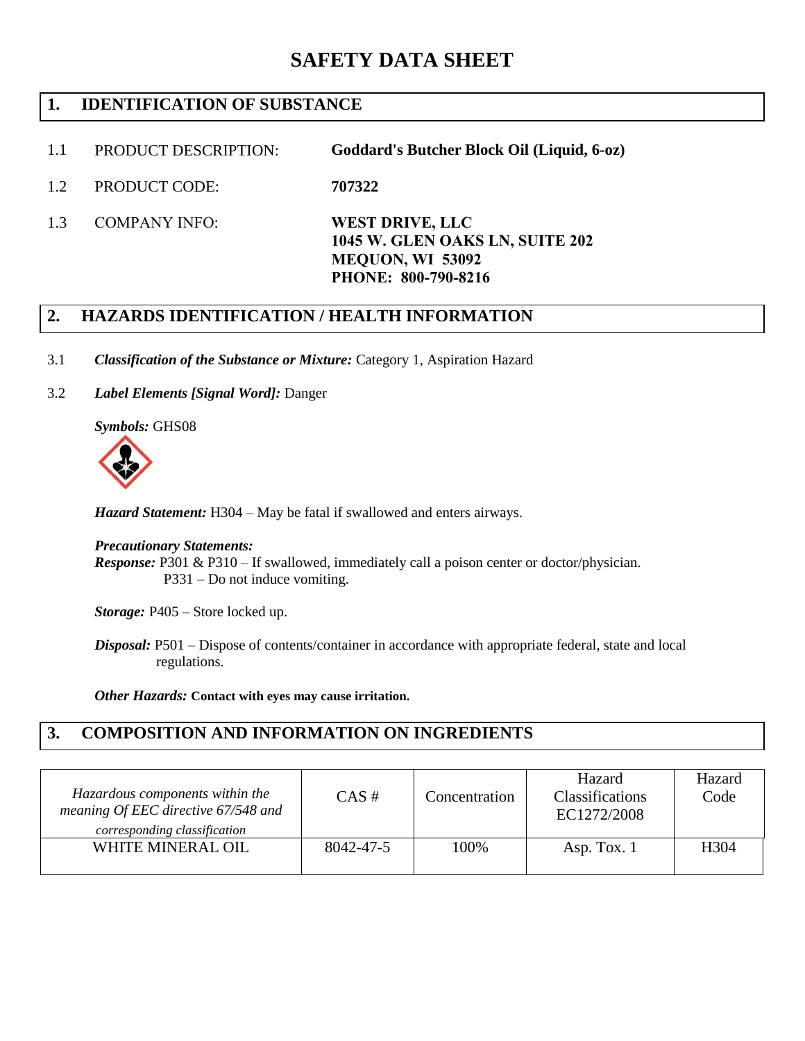# SAFETY DATA SHEET

## 1. IDENTIFICATION OF SUBSTANCE

1.1 PRODUCT DESCRIPTION: **Goddard's Butcher Block Oil (Liquid, 6-oz)**

1.2 PRODUCT CODE: **707322**

1.3 COMPANY INFO: **WEST DRIVE, LLC**
**1045 W. GLEN OAKS LN, SUITE 202**
**MEQUON, WI 53092**
**PHONE: 800-790-8216**

## 2. HAZARDS IDENTIFICATION / HEALTH INFORMATION

3.1 ***Classification of the Substance or Mixture:*** Category 1, Aspiration Hazard

3.2 ***Label Elements [Signal Word]:*** Danger

***Symbols:*** GHS08

***Hazard Statement:*** H304 – May be fatal if swallowed and enters airways.

***Precautionary Statements:***
***Response:*** P301 & P310 – If swallowed, immediately call a poison center or doctor/physician.
P331 – Do not induce vomiting.

***Storage:*** P405 – Store locked up.

***Disposal:*** P501 – Dispose of contents/container in accordance with appropriate federal, state and local regulations.

***Other Hazards:*** **Contact with eyes may cause irritation.**

## 3. COMPOSITION AND INFORMATION ON INGREDIENTS

| *Hazardous components within the meaning Of EEC directive 67/548 and corresponding classification* | CAS # | Concentration | Hazard Classifications EC1272/2008 | Hazard Code |
|---|---|---|---|---|
| WHITE MINERAL OIL | 8042-47-5 | 100% | Asp. Tox. 1 | H304 |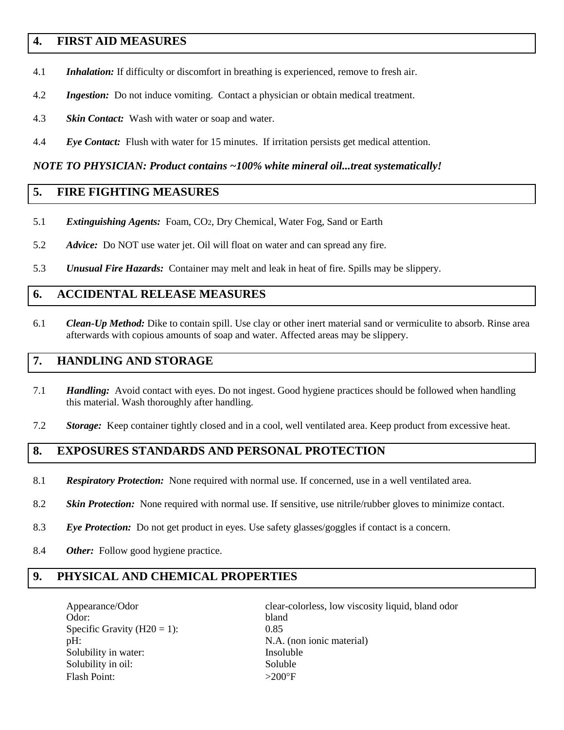## 4. FIRST AID MEASURES

4.1 ***Inhalation:*** If difficulty or discomfort in breathing is experienced, remove to fresh air.

4.2 ***Ingestion:*** Do not induce vomiting. Contact a physician or obtain medical treatment.

4.3 ***Skin Contact:*** Wash with water or soap and water.

4.4 ***Eye Contact:*** Flush with water for 15 minutes. If irritation persists get medical attention.

***NOTE TO PHYSICIAN: Product contains ~100% white mineral oil...treat systematically!***

## 5. FIRE FIGHTING MEASURES

5.1 ***Extinguishing Agents:*** Foam, $CO_2$, Dry Chemical, Water Fog, Sand or Earth

5.2 ***Advice:*** Do NOT use water jet. Oil will float on water and can spread any fire.

5.3 ***Unusual Fire Hazards:*** Container may melt and leak in heat of fire. Spills may be slippery.

## 6. ACCIDENTAL RELEASE MEASURES

6.1 ***Clean-Up Method:*** Dike to contain spill. Use clay or other inert material sand or vermiculite to absorb. Rinse area afterwards with copious amounts of soap and water. Affected areas may be slippery.

## 7. HANDLING AND STORAGE

7.1 ***Handling:*** Avoid contact with eyes. Do not ingest. Good hygiene practices should be followed when handling this material. Wash thoroughly after handling.

7.2 ***Storage:*** Keep container tightly closed and in a cool, well ventilated area. Keep product from excessive heat.

## 8. EXPOSURES STANDARDS AND PERSONAL PROTECTION

8.1 ***Respiratory Protection:*** None required with normal use. If concerned, use in a well ventilated area.

8.2 ***Skin Protection:*** None required with normal use. If sensitive, use nitrile/rubber gloves to minimize contact.

8.3 ***Eye Protection:*** Do not get product in eyes. Use safety glasses/goggles if contact is a concern.

8.4 ***Other:*** Follow good hygiene practice.

## 9. PHYSICAL AND CHEMICAL PROPERTIES

| | |
|---|---|
| Appearance/Odor | clear-colorless, low viscosity liquid, bland odor |
| Odor: | bland |
| Specific Gravity ($H20 = 1$): | 0.85 |
| pH: | N.A. (non ionic material) |
| Solubility in water: | Insoluble |
| Solubility in oil: | Soluble |
| Flash Point: | >200°F |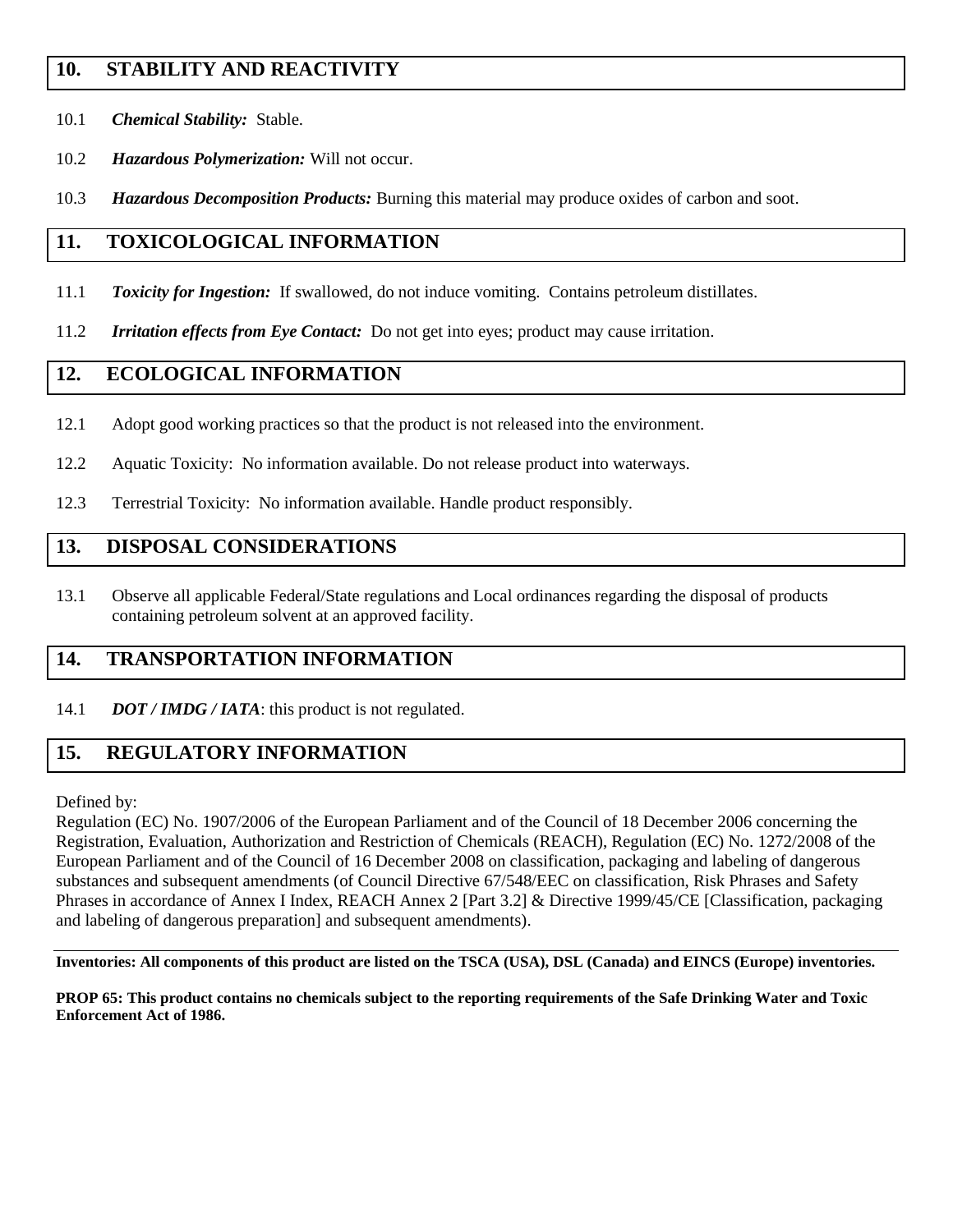## 10. STABILITY AND REACTIVITY

10.1 ***Chemical Stability:*** Stable.

10.2 ***Hazardous Polymerization:*** Will not occur.

10.3 ***Hazardous Decomposition Products:*** Burning this material may produce oxides of carbon and soot.

## 11. TOXICOLOGICAL INFORMATION

11.1 ***Toxicity for Ingestion:*** If swallowed, do not induce vomiting. Contains petroleum distillates.

11.2 ***Irritation effects from Eye Contact:*** Do not get into eyes; product may cause irritation.

## 12. ECOLOGICAL INFORMATION

12.1 Adopt good working practices so that the product is not released into the environment.

12.2 Aquatic Toxicity: No information available. Do not release product into waterways.

12.3 Terrestrial Toxicity: No information available. Handle product responsibly.

## 13. DISPOSAL CONSIDERATIONS

13.1 Observe all applicable Federal/State regulations and Local ordinances regarding the disposal of products containing petroleum solvent at an approved facility.

## 14. TRANSPORTATION INFORMATION

14.1 ***DOT / IMDG / IATA***: this product is not regulated.

## 15. REGULATORY INFORMATION

Defined by:
Regulation (EC) No. 1907/2006 of the European Parliament and of the Council of 18 December 2006 concerning the Registration, Evaluation, Authorization and Restriction of Chemicals (REACH), Regulation (EC) No. 1272/2008 of the European Parliament and of the Council of 16 December 2008 on classification, packaging and labeling of dangerous substances and subsequent amendments (of Council Directive 67/548/EEC on classification, Risk Phrases and Safety Phrases in accordance of Annex I Index, REACH Annex 2 [Part 3.2] & Directive 1999/45/CE [Classification, packaging and labeling of dangerous preparation] and subsequent amendments).

---

**Inventories: All components of this product are listed on the TSCA (USA), DSL (Canada) and EINCS (Europe) inventories.**

**PROP 65: This product contains no chemicals subject to the reporting requirements of the Safe Drinking Water and Toxic Enforcement Act of 1986.**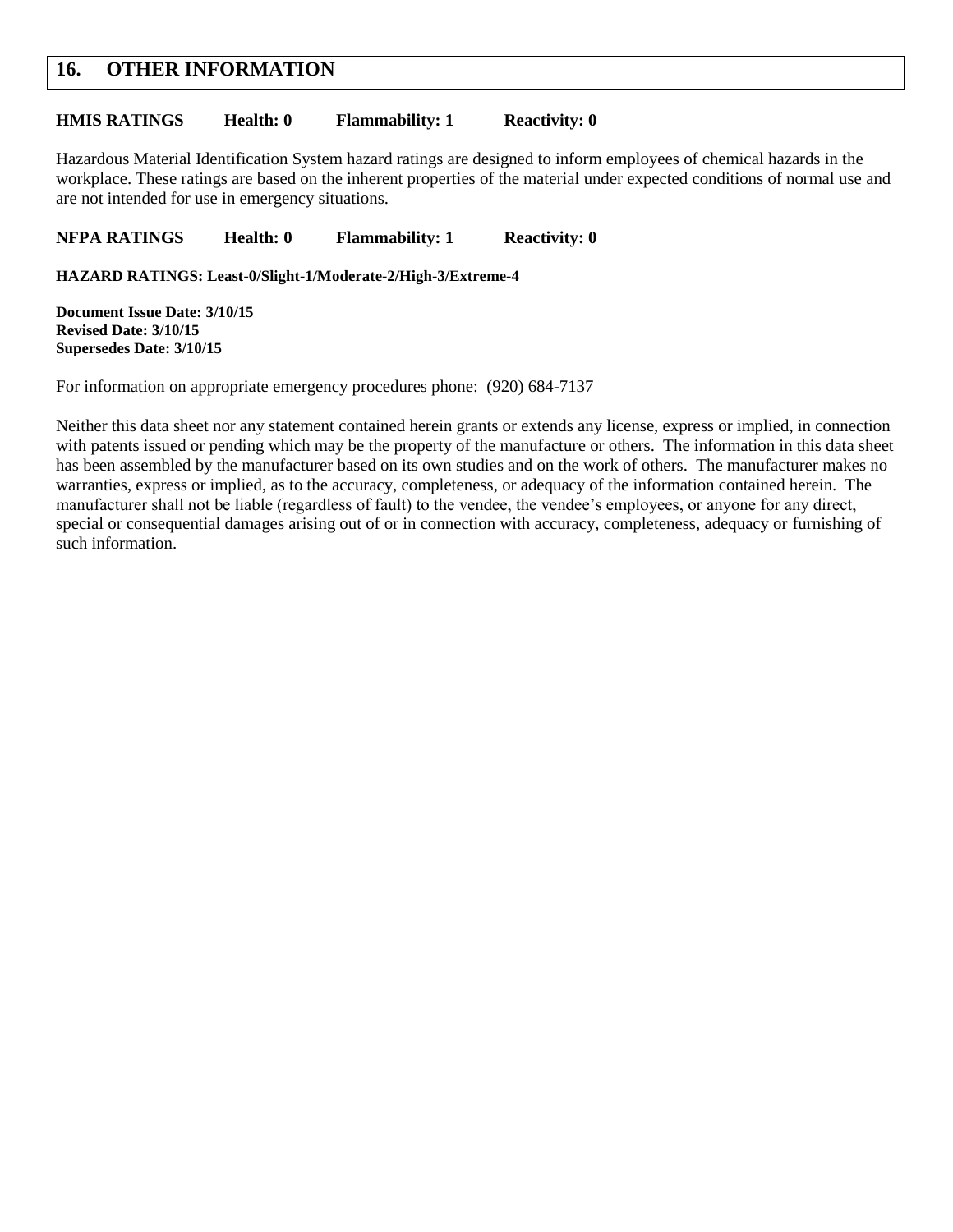## 16. OTHER INFORMATION

**HMIS RATINGS** **Health: 0** **Flammability: 1** **Reactivity: 0**

Hazardous Material Identification System hazard ratings are designed to inform employees of chemical hazards in the workplace. These ratings are based on the inherent properties of the material under expected conditions of normal use and are not intended for use in emergency situations.

**NFPA RATINGS** **Health: 0** **Flammability: 1** **Reactivity: 0**

**HAZARD RATINGS: Least-0/Slight-1/Moderate-2/High-3/Extreme-4**

**Document Issue Date: 3/10/15**
**Revised Date: 3/10/15**
**Supersedes Date: 3/10/15**

For information on appropriate emergency procedures phone: (920) 684-7137

Neither this data sheet nor any statement contained herein grants or extends any license, express or implied, in connection with patents issued or pending which may be the property of the manufacture or others. The information in this data sheet has been assembled by the manufacturer based on its own studies and on the work of others. The manufacturer makes no warranties, express or implied, as to the accuracy, completeness, or adequacy of the information contained herein. The manufacturer shall not be liable (regardless of fault) to the vendee, the vendee's employees, or anyone for any direct, special or consequential damages arising out of or in connection with accuracy, completeness, adequacy or furnishing of such information.